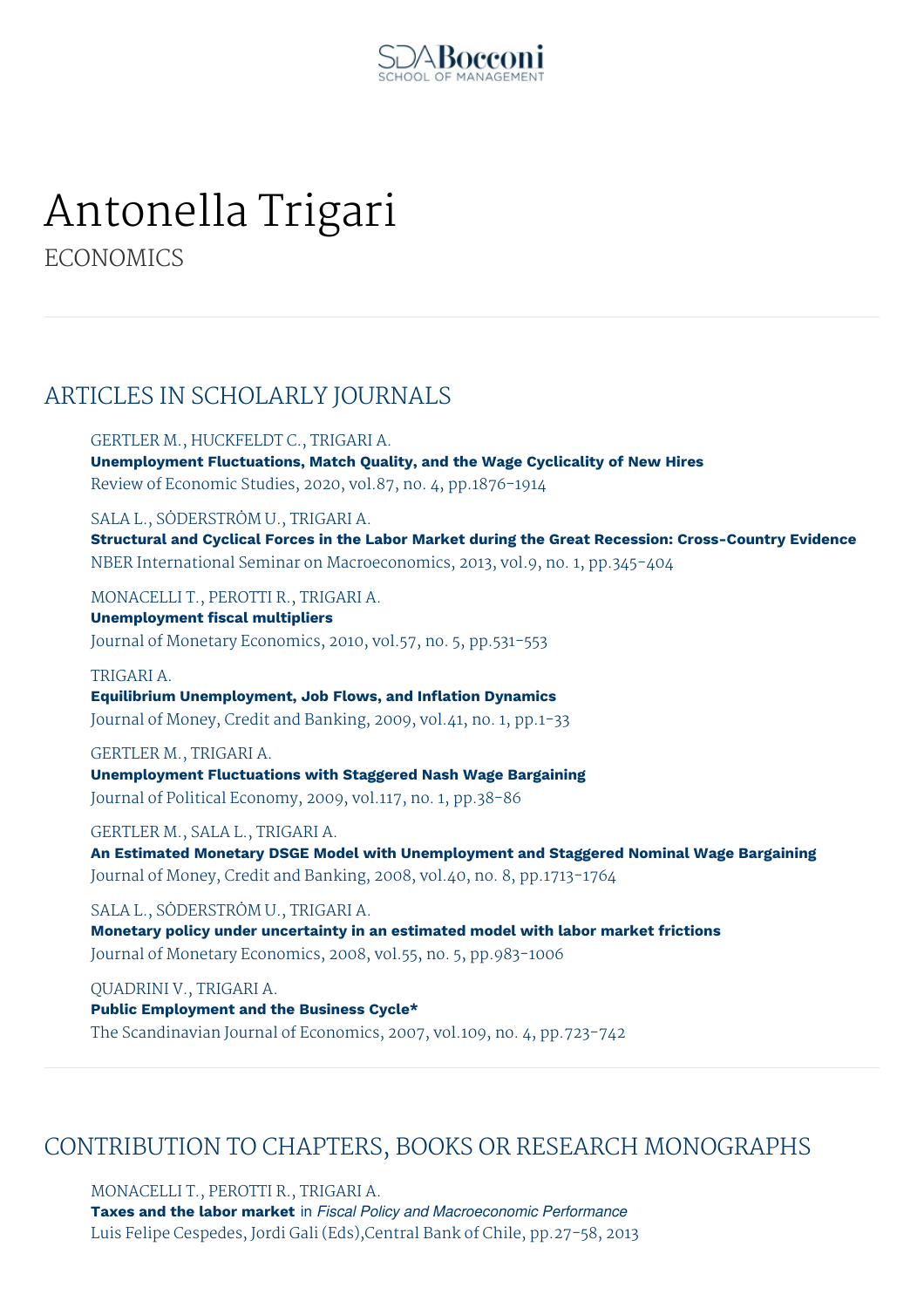# Antonella Trigari

ECONOMICS

## ARTICLES IN SCHOLARLY JOURNALS

GERTLER M., HUCKFELDT C., TRIGARI A.
**Unemployment Fluctuations, Match Quality, and the Wage Cyclicality of New Hires**
Review of Economic Studies, 2020, vol.87, no. 4, pp.1876-1914

SALA L., SÖDERSTRÖM U., TRIGARI A.
**Structural and Cyclical Forces in the Labor Market during the Great Recession: Cross-Country Evidence**
NBER International Seminar on Macroeconomics, 2013, vol.9, no. 1, pp.345-404

MONACELLI T., PEROTTI R., TRIGARI A.
**Unemployment fiscal multipliers**
Journal of Monetary Economics, 2010, vol.57, no. 5, pp.531-553

TRIGARI A.
**Equilibrium Unemployment, Job Flows, and Inflation Dynamics**
Journal of Money, Credit and Banking, 2009, vol.41, no. 1, pp.1-33

GERTLER M., TRIGARI A.
**Unemployment Fluctuations with Staggered Nash Wage Bargaining**
Journal of Political Economy, 2009, vol.117, no. 1, pp.38-86

GERTLER M., SALA L., TRIGARI A.
**An Estimated Monetary DSGE Model with Unemployment and Staggered Nominal Wage Bargaining**
Journal of Money, Credit and Banking, 2008, vol.40, no. 8, pp.1713-1764

SALA L., SÖDERSTRÖM U., TRIGARI A.
**Monetary policy under uncertainty in an estimated model with labor market frictions**
Journal of Monetary Economics, 2008, vol.55, no. 5, pp.983-1006

QUADRINI V., TRIGARI A.
**Public Employment and the Business Cycle***
The Scandinavian Journal of Economics, 2007, vol.109, no. 4, pp.723-742

## CONTRIBUTION TO CHAPTERS, BOOKS OR RESEARCH MONOGRAPHS

MONACELLI T., PEROTTI R., TRIGARI A.
**Taxes and the labor market** in *Fiscal Policy and Macroeconomic Performance*
Luis Felipe Cespedes, Jordi Gali (Eds),Central Bank of Chile, pp.27-58, 2013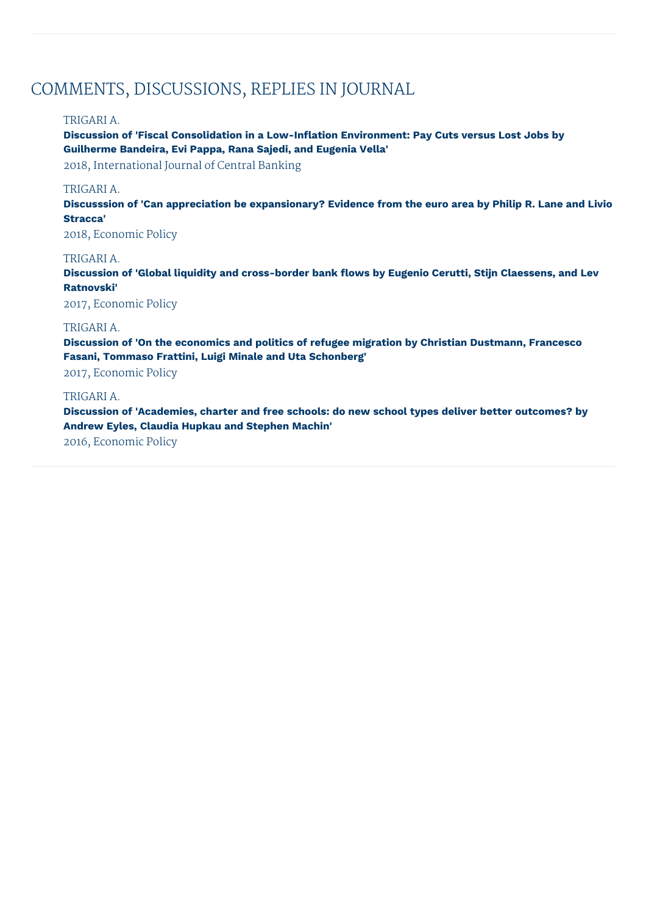## COMMENTS, DISCUSSIONS, REPLIES IN JOURNAL

TRIGARI A.
**Discussion of 'Fiscal Consolidation in a Low-Inflation Environment: Pay Cuts versus Lost Jobs by Guilherme Bandeira, Evi Pappa, Rana Sajedi, and Eugenia Vella'**
2018, International Journal of Central Banking

TRIGARI A.
**Discusssion of 'Can appreciation be expansionary? Evidence from the euro area by Philip R. Lane and Livio Stracca'**
2018, Economic Policy

TRIGARI A.
**Discussion of 'Global liquidity and cross-border bank flows by Eugenio Cerutti, Stijn Claessens, and Lev Ratnovski'**
2017, Economic Policy

TRIGARI A.
**Discussion of 'On the economics and politics of refugee migration by Christian Dustmann, Francesco Fasani, Tommaso Frattini, Luigi Minale and Uta Schonberg'**
2017, Economic Policy

TRIGARI A.
**Discussion of 'Academies, charter and free schools: do new school types deliver better outcomes? by Andrew Eyles, Claudia Hupkau and Stephen Machin'**
2016, Economic Policy